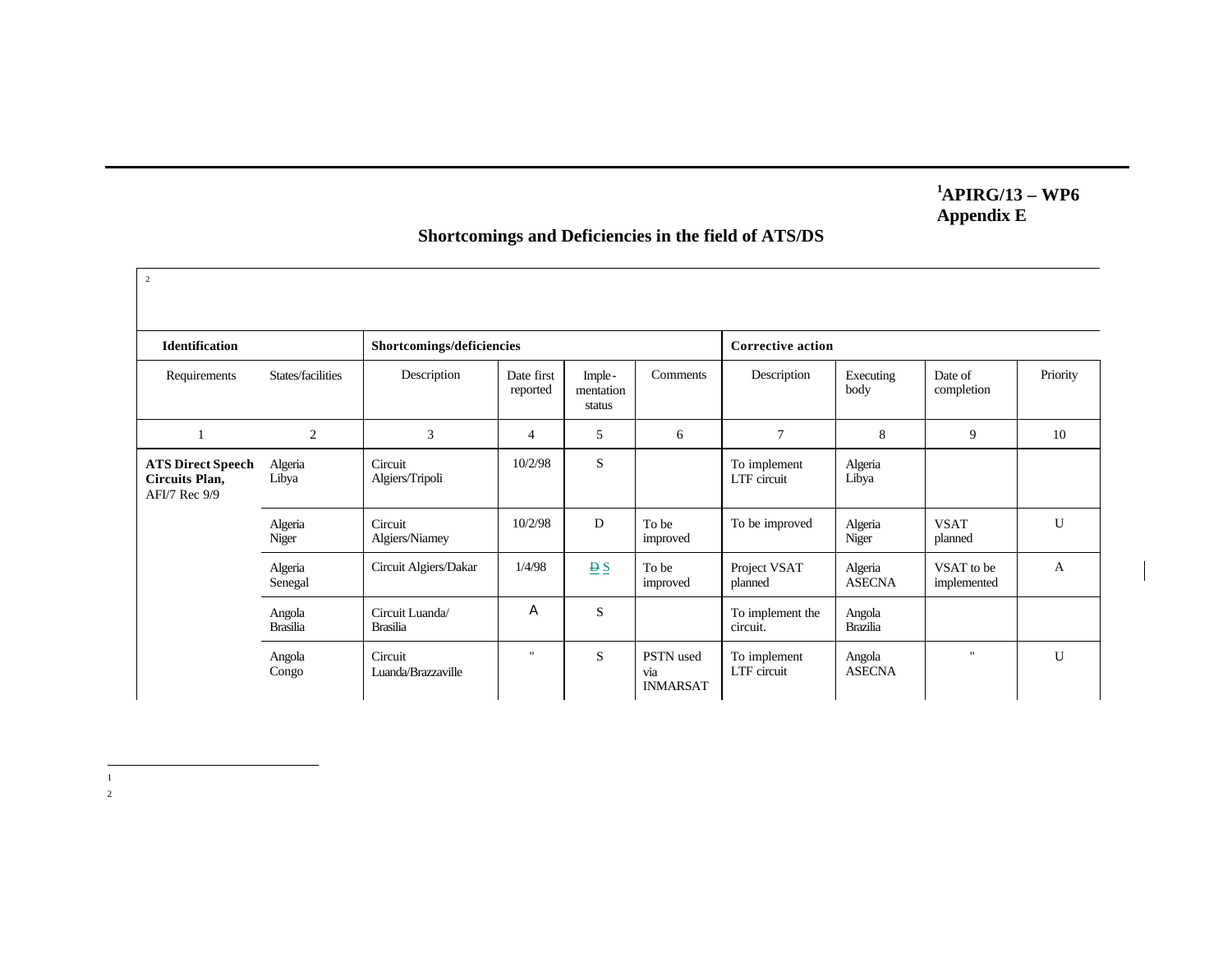APIRG/13 – WP6[1]
Appendix E

## Shortcomings and Deficiencies in the field of ATS/DS

[2]

| Identification | | Shortcomings/deficiencies | | | | Corrective action | | | |
|---|---|---|---|---|---|---|---|---|---|
| Requirements | States/facilities | Description | Date first reported | Imple-mentation status | Comments | Description | Executing body | Date of completion | Priority |
| 1 | 2 | 3 | 4 | 5 | 6 | 7 | 8 | 9 | 10 |
| **ATS Direct Speech Circuits Plan,** AFI/7 Rec 9/9 | Algeria Libya | Circuit Algiers/Tripoli | 10/2/98 | S | | To implement LTF circuit | Algeria Libya | | |
| | Algeria Niger | Circuit Algiers/Niamey | 10/2/98 | D | To be improved | To be improved | Algeria Niger | VSAT planned | U |
| | Algeria Senegal | Circuit Algiers/Dakar | 1/4/98 | ~~D~~ S | To be improved | Project VSAT planned | Algeria ASECNA | VSAT to be implemented | A |
| | Angola Brasilia | Circuit Luanda/ Brasilia | A | S | | To implement the circuit. | Angola Brazilia | | |
| | Angola Congo | Circuit Luanda/Brazzaville | " | S | PSTN used via INMARSAT | To implement LTF circuit | Angola ASECNA | " | U |

[1]

[2]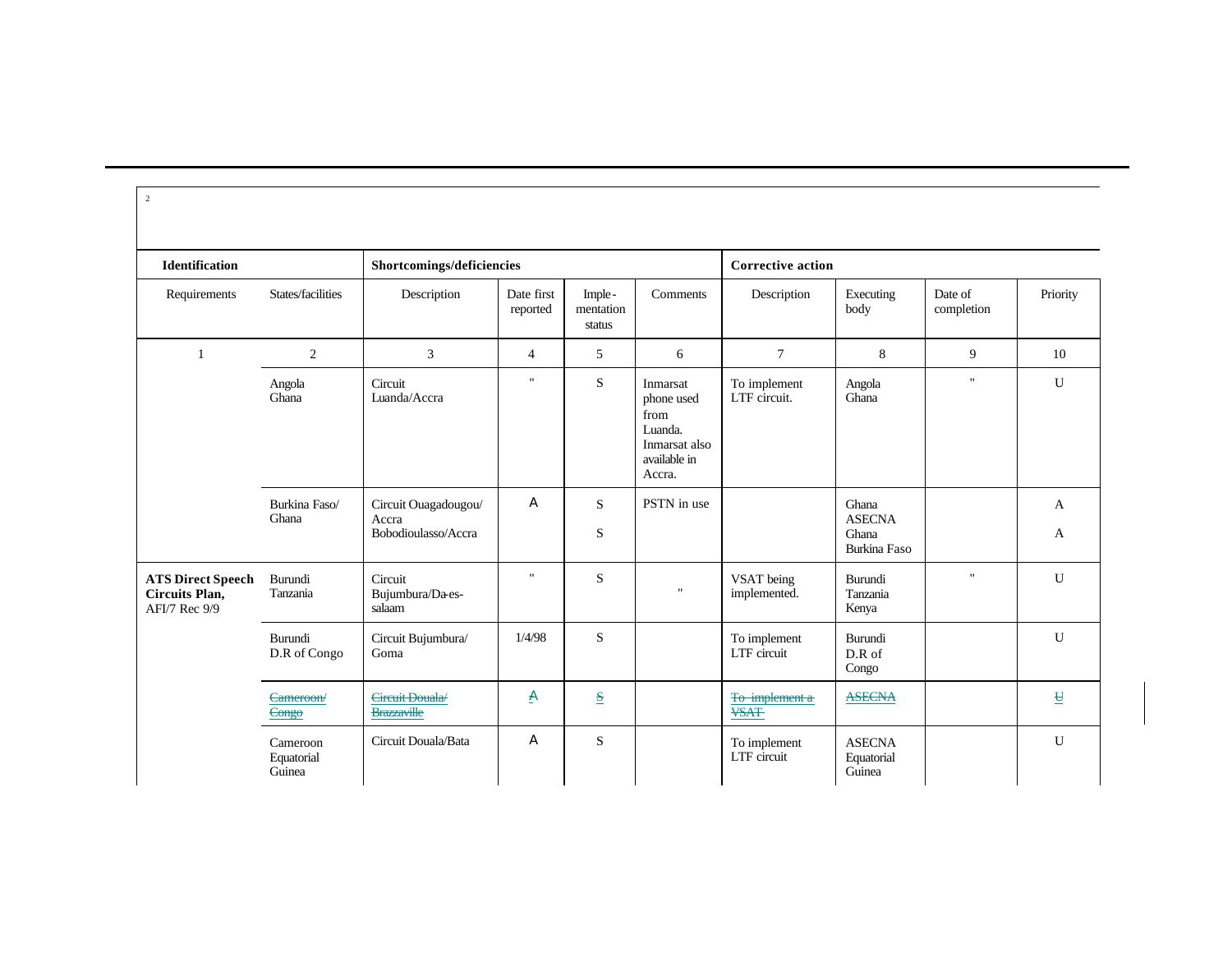| Identification | | Shortcomings/deficiencies | | | | Corrective action | | | |
|---|---|---|---|---|---|---|---|---|---|
| Requirements | States/facilities | Description | Date first reported | Imple-mentation status | Comments | Description | Executing body | Date of completion | Priority |
| 1 | 2 | 3 | 4 | 5 | 6 | 7 | 8 | 9 | 10 |
| | Angola Ghana | Circuit Luanda/Accra | " | S | Inmarsat phone used from Luanda. Inmarsat also available in Accra. | To implement LTF circuit. | Angola Ghana | " | U |
| | Burkina Faso/ Ghana | Circuit Ouagadougou/ Accra Bobodioulasso/Accra | A | S S | PSTN in use | | Ghana ASECNA Ghana Burkina Faso | | A A |
| **ATS Direct Speech Circuits Plan,** AFI/7 Rec 9/9 | Burundi Tanzania | Circuit Bujumbura/Da-es-salaam | " | S | " | VSAT being implemented. | Burundi Tanzania Kenya | " | U |
| | Burundi D.R of Congo | Circuit Bujumbura/ Goma | 1/4/98 | S | | To implement LTF circuit | Burundi D.R of Congo | | U |
| | ~~Cameroon/ Congo~~ | ~~Circuit Douala/ Brazzaville~~ | ~~A~~ | ~~S~~ | | ~~To implement a VSAT~~ | ~~ASECNA~~ | | ~~U~~ |
| | Cameroon Equatorial Guinea | Circuit Douala/Bata | A | S | | To implement LTF circuit | ASECNA Equatorial Guinea | | U |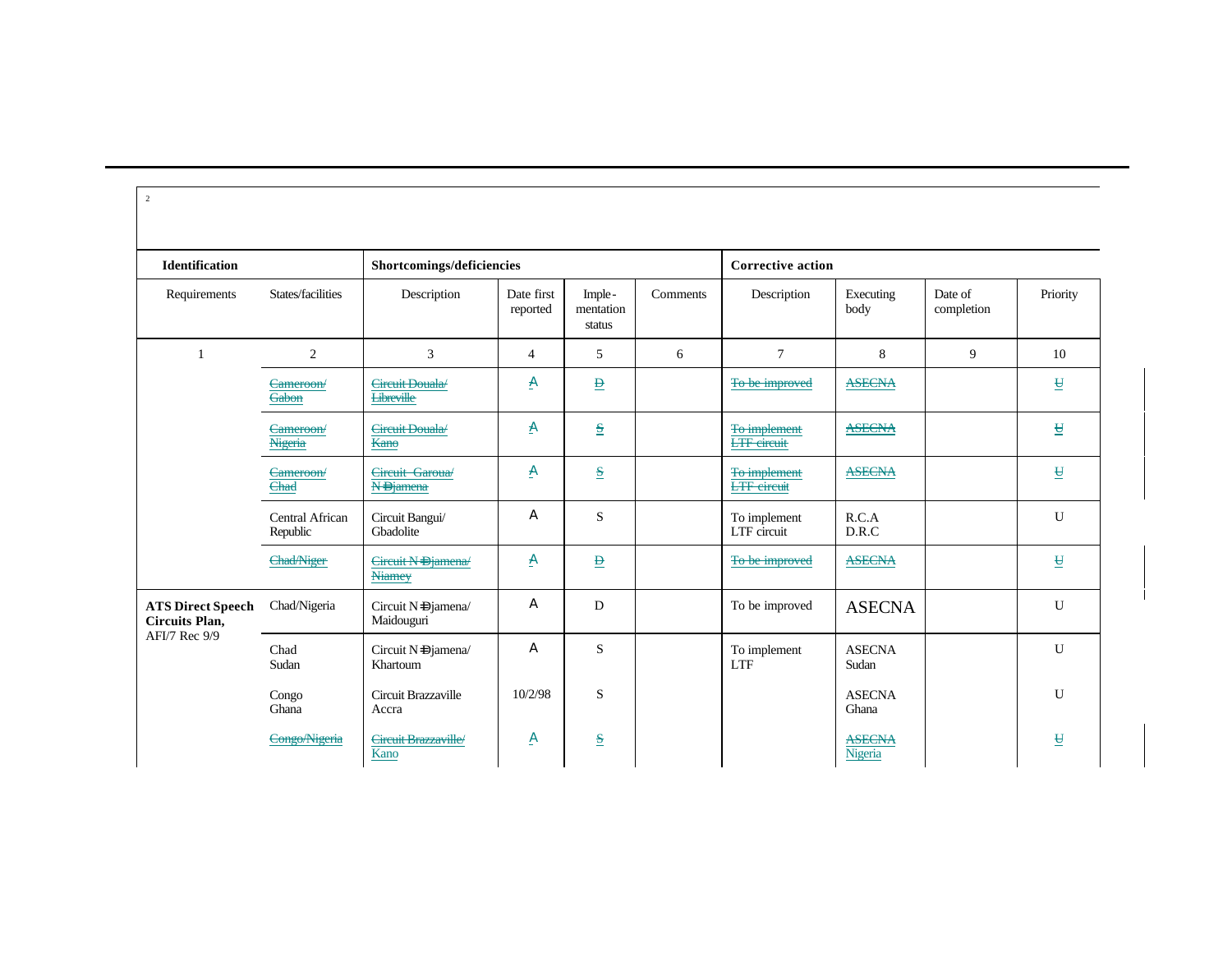| Identification | | Shortcomings/deficiencies | | | | Corrective action | | | |
|---|---|---|---|---|---|---|---|---|---|
| Requirements | States/facilities | Description | Date first reported | Imple-mentation status | Comments | Description | Executing body | Date of completion | Priority |
| 1 | 2 | 3 | 4 | 5 | 6 | 7 | 8 | 9 | 10 |
| | ~~Cameroon/ Gabon~~ | ~~Circuit Douala/ Libreville~~ | ~~A~~ | ~~D~~ | | ~~To be improved~~ | ~~ASECNA~~ | | ~~U~~ |
| | ~~Cameroon/ Nigeria~~ | ~~Circuit Douala/ Kano~~ | ~~A~~ | ~~S~~ | | ~~To implement LTF circuit~~ | ~~ASECNA~~ | | ~~U~~ |
| | ~~Cameroon/ Chad~~ | ~~Circuit Garoua/ N'Djamena~~ | ~~A~~ | ~~S~~ | | ~~To implement LTF circuit~~ | ~~ASECNA~~ | | ~~U~~ |
| | Central African Republic | Circuit Bangui/ Gbadolite | A | S | | To implement LTF circuit | R.C.A D.R.C | | U |
| | ~~Chad/Niger~~ | ~~Circuit N'Djamena/ Niamey~~ | ~~A~~ | ~~D~~ | | ~~To be improved~~ | ~~ASECNA~~ | | ~~U~~ |
| **ATS Direct Speech Circuits Plan,** AFI/7 Rec 9/9 | Chad/Nigeria | Circuit N'Djamena/ Maidouguri | A | D | | To be improved | ASECNA | | U |
| | Chad Sudan | Circuit N'Djamena/ Khartoum | A | S | | To implement LTF | ASECNA Sudan | | U |
| | Congo Ghana | Circuit Brazzaville Accra | 10/2/98 | S | | | ASECNA Ghana | | U |
| | ~~Congo/Nigeria~~ | ~~Circuit Brazzaville/ Kano~~ | ~~A~~ | ~~S~~ | | | ~~ASECNA Nigeria~~ | | ~~U~~ |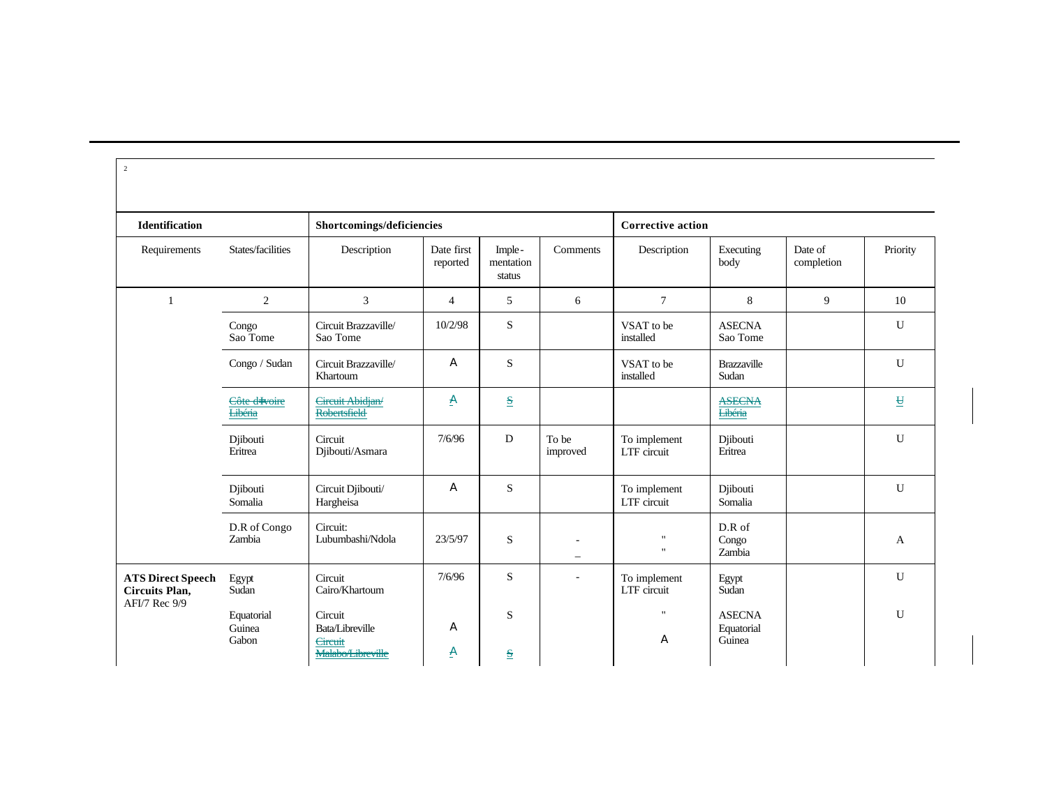| Identification | | Shortcomings/deficiencies | | | | Corrective action | | | |
|---|---|---|---|---|---|---|---|---|---|
| Requirements | States/facilities | Description | Date first reported | Imple-mentation status | Comments | Description | Executing body | Date of completion | Priority |
| 1 | 2 | 3 | 4 | 5 | 6 | 7 | 8 | 9 | 10 |
| | Congo Sao Tome | Circuit Brazzaville/ Sao Tome | 10/2/98 | S | | VSAT to be installed | ASECNA Sao Tome | | U |
| | Congo / Sudan | Circuit Brazzaville/ Khartoum | A | S | | VSAT to be installed | Brazzaville Sudan | | U |
| | ~~Côte d'Ivoire Libéria~~ | ~~Circuit Abidjan/ Robertsfield~~ | ~~A~~ | ~~S~~ | | | ~~ASECNA Libéria~~ | | ~~U~~ |
| | Djibouti Eritrea | Circuit Djibouti/Asmara | 7/6/96 | D | To be improved | To implement LTF circuit | Djibouti Eritrea | | U |
| | Djibouti Somalia | Circuit Djibouti/ Hargheisa | A | S | | To implement LTF circuit | Djibouti Somalia | | U |
| | D.R of Congo Zambia | Circuit: Lubumbashi/Ndola | 23/5/97 | S | - _ | " " | D.R of Congo Zambia | | A |
| **ATS Direct Speech Circuits Plan,** AFI/7 Rec 9/9 | Egypt Sudan | Circuit Cairo/Khartoum | 7/6/96 | S | - | To implement LTF circuit | Egypt Sudan | | U |
| | Equatorial Guinea Gabon | Circuit Bata/Libreville ~~Circuit Malabo/Libreville~~ | A ~~A~~ | S ~~S~~ | | " A | ASECNA Equatorial Guinea | | U |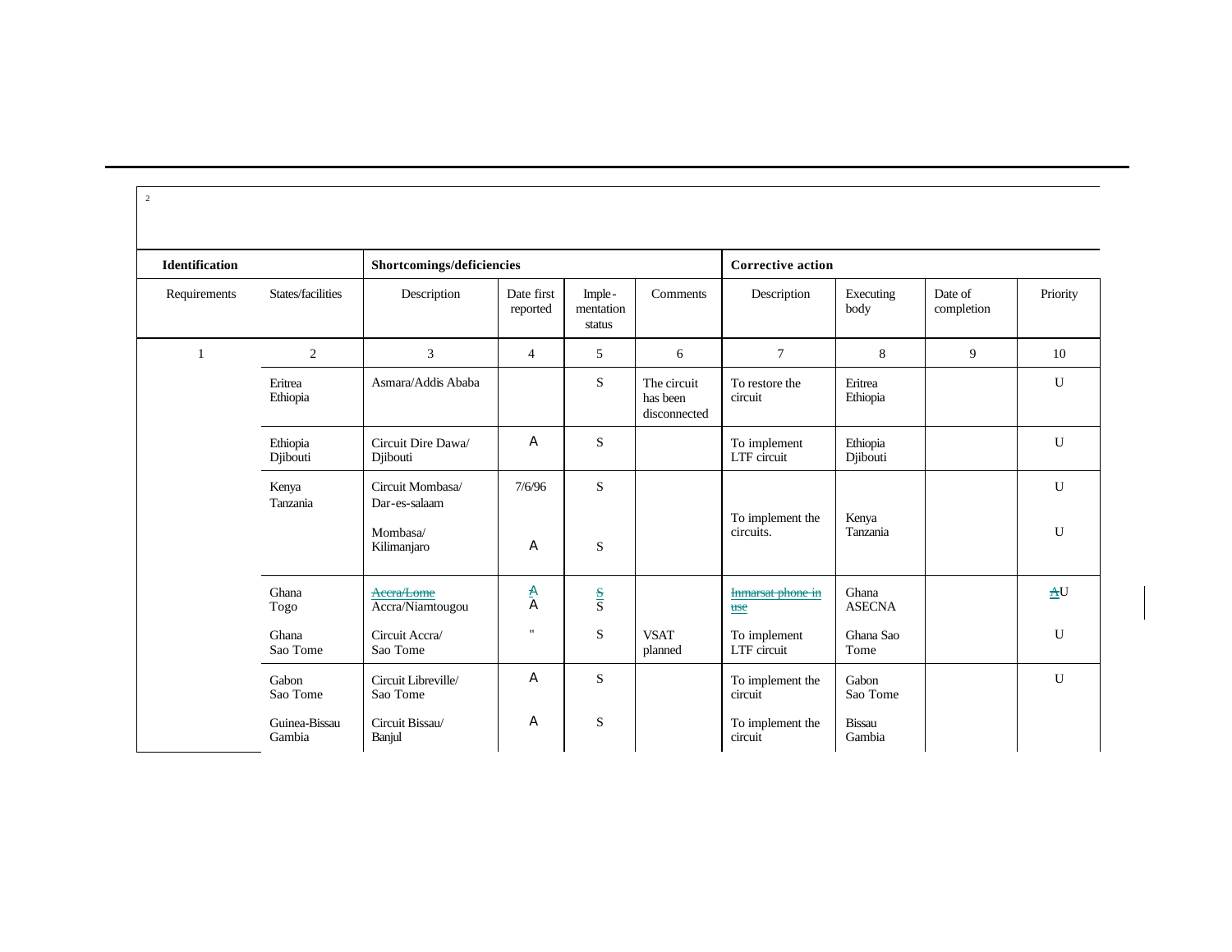| Identification | | Shortcomings/deficiencies | | | | Corrective action | | | |
|---|---|---|---|---|---|---|---|---|---|
| Requirements | States/facilities | Description | Date first reported | Imple-mentation status | Comments | Description | Executing body | Date of completion | Priority |
| 1 | 2 | 3 | 4 | 5 | 6 | 7 | 8 | 9 | 10 |
| | Eritrea Ethiopia | Asmara/Addis Ababa | | S | The circuit has been disconnected | To restore the circuit | Eritrea Ethiopia | | U |
| | Ethiopia Djibouti | Circuit Dire Dawa/ Djibouti | A | S | | To implement LTF circuit | Ethiopia Djibouti | | U |
| | Kenya Tanzania | Circuit Mombasa/ Dar-es-salaam | 7/6/96 | S | | To implement the circuits. | Kenya Tanzania | | U |
| | | Mombasa/ Kilimanjaro | A | S | | | | | U |
| | Ghana Togo | ~~Accra/Lome~~ Accra/Niamtougou | ~~A~~ A | ~~S~~ S | | ~~Inmarsat phone in use~~ | Ghana ASECNA | | ~~A~~U |
| | Ghana Sao Tome | Circuit Accra/ Sao Tome | " | S | VSAT planned | To implement LTF circuit | Ghana Sao Tome | | U |
| | Gabon Sao Tome | Circuit Libreville/ Sao Tome | A | S | | To implement the circuit | Gabon Sao Tome | | U |
| | Guinea-Bissau Gambia | Circuit Bissau/ Banjul | A | S | | To implement the circuit | Bissau Gambia | | |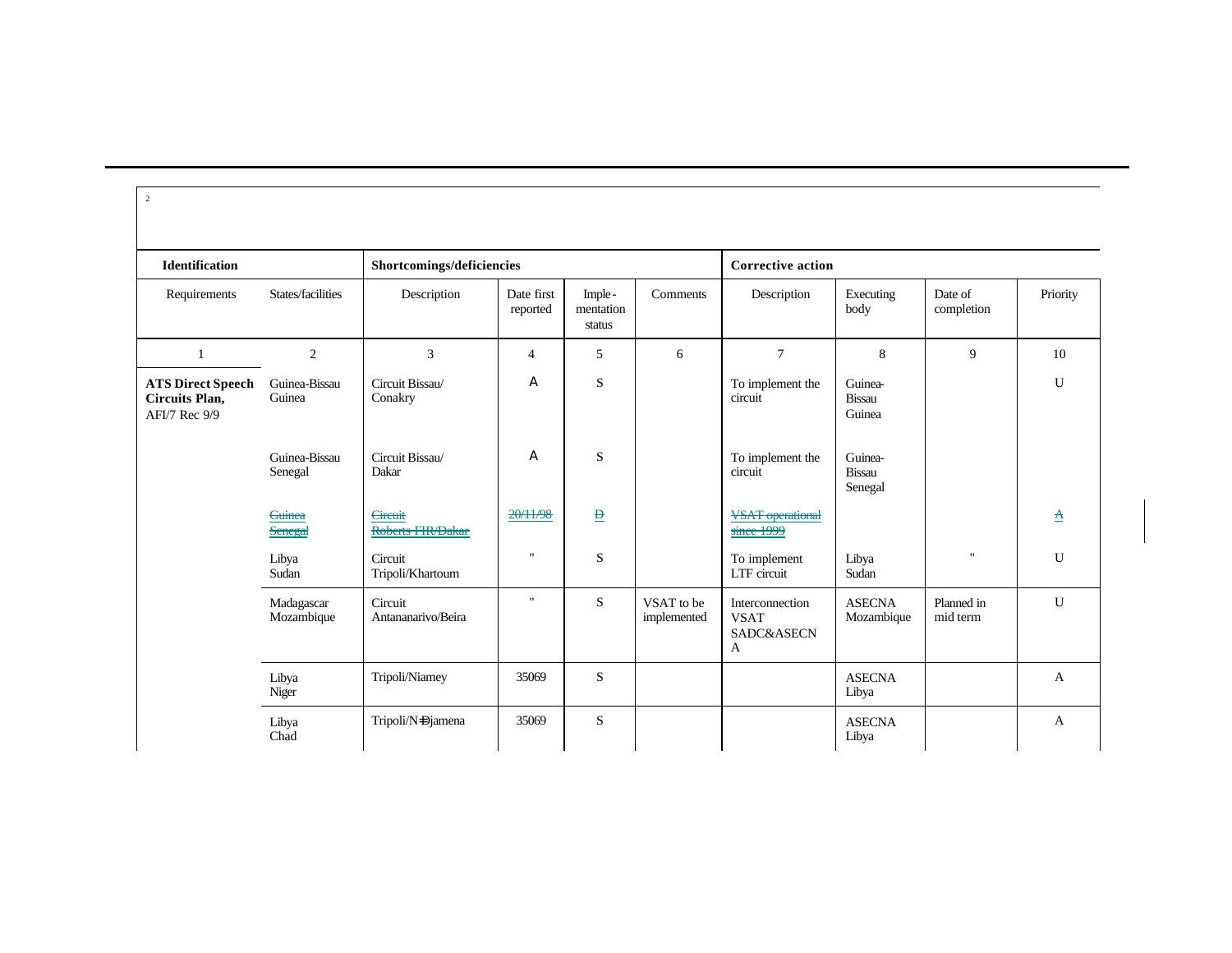| Identification | | Shortcomings/deficiencies | | | | Corrective action | | | |
|---|---|---|---|---|---|---|---|---|---|
| Requirements | States/facilities | Description | Date first reported | Imple-mentation status | Comments | Description | Executing body | Date of completion | Priority |
| 1 | 2 | 3 | 4 | 5 | 6 | 7 | 8 | 9 | 10 |
| **ATS Direct Speech Circuits Plan,** AFI/7 Rec 9/9 | Guinea-Bissau Guinea | Circuit Bissau/ Conakry | A | S | | To implement the circuit | Guinea-Bissau Guinea | | U |
| | Guinea-Bissau Senegal | Circuit Bissau/ Dakar | A | S | | To implement the circuit | Guinea-Bissau Senegal | | |
| | ~~Guinea Senegal~~ | ~~Circuit Roberts FIR/Dakar~~ | ~~20/11/98~~ | ~~D~~ | | ~~VSAT operational since 1999~~ | | | ~~A~~ |
| | Libya Sudan | Circuit Tripoli/Khartoum | " | S | | To implement LTF circuit | Libya Sudan | " | U |
| | Madagascar Mozambique | Circuit Antananarivo/Beira | " | S | VSAT to be implemented | Interconnection VSAT SADC&ASECNA | ASECNA Mozambique | Planned in mid term | U |
| | Libya Niger | Tripoli/Niamey | 35069 | S | | | ASECNA Libya | | A |
| | Libya Chad | Tripoli/N'Djamena | 35069 | S | | | ASECNA Libya | | A |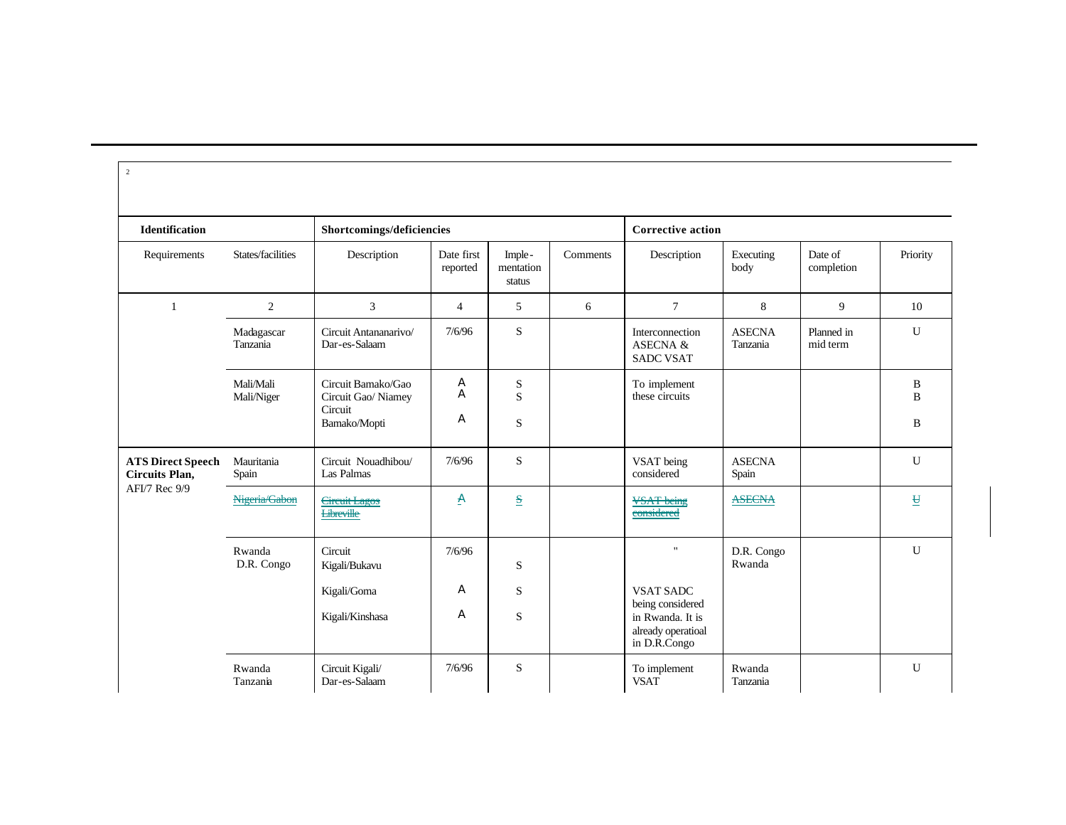| Identification | | Shortcomings/deficiencies | | | | Corrective action | | | |
|---|---|---|---|---|---|---|---|---|---|
| Requirements | States/facilities | Description | Date first reported | Imple-mentation status | Comments | Description | Executing body | Date of completion | Priority |
| 1 | 2 | 3 | 4 | 5 | 6 | 7 | 8 | 9 | 10 |
| | Madagascar Tanzania | Circuit Antananarivo/ Dar-es-Salaam | 7/6/96 | S | | Interconnection ASECNA & SADC VSAT | ASECNA Tanzania | Planned in mid term | U |
| | Mali/Mali Mali/Niger | Circuit Bamako/Gao Circuit Gao/ Niamey Circuit Bamako/Mopti | A A A | S S S | | To implement these circuits | | | B B B |
| **ATS Direct Speech Circuits Plan,** AFI/7 Rec 9/9 | Mauritania Spain | Circuit Nouadhibou/ Las Palmas | 7/6/96 | S | | VSAT being considered | ASECNA Spain | | U |
| | ~~Nigeria/Gabon~~ | ~~Circuit Lagos Libreville~~ | ~~A~~ | ~~S~~ | | ~~VSAT being considered~~ | ~~ASECNA~~ | | ~~U~~ |
| | Rwanda D.R. Congo | Circuit Kigali/Bukavu Kigali/Goma Kigali/Kinshasa | 7/6/96 A A | S S S | | " VSAT SADC being considered in Rwanda. It is already operatioal in D.R.Congo | D.R. Congo Rwanda | | U |
| | Rwanda Tanzania | Circuit Kigali/ Dar-es-Salaam | 7/6/96 | S | | To implement VSAT | Rwanda Tanzania | | U |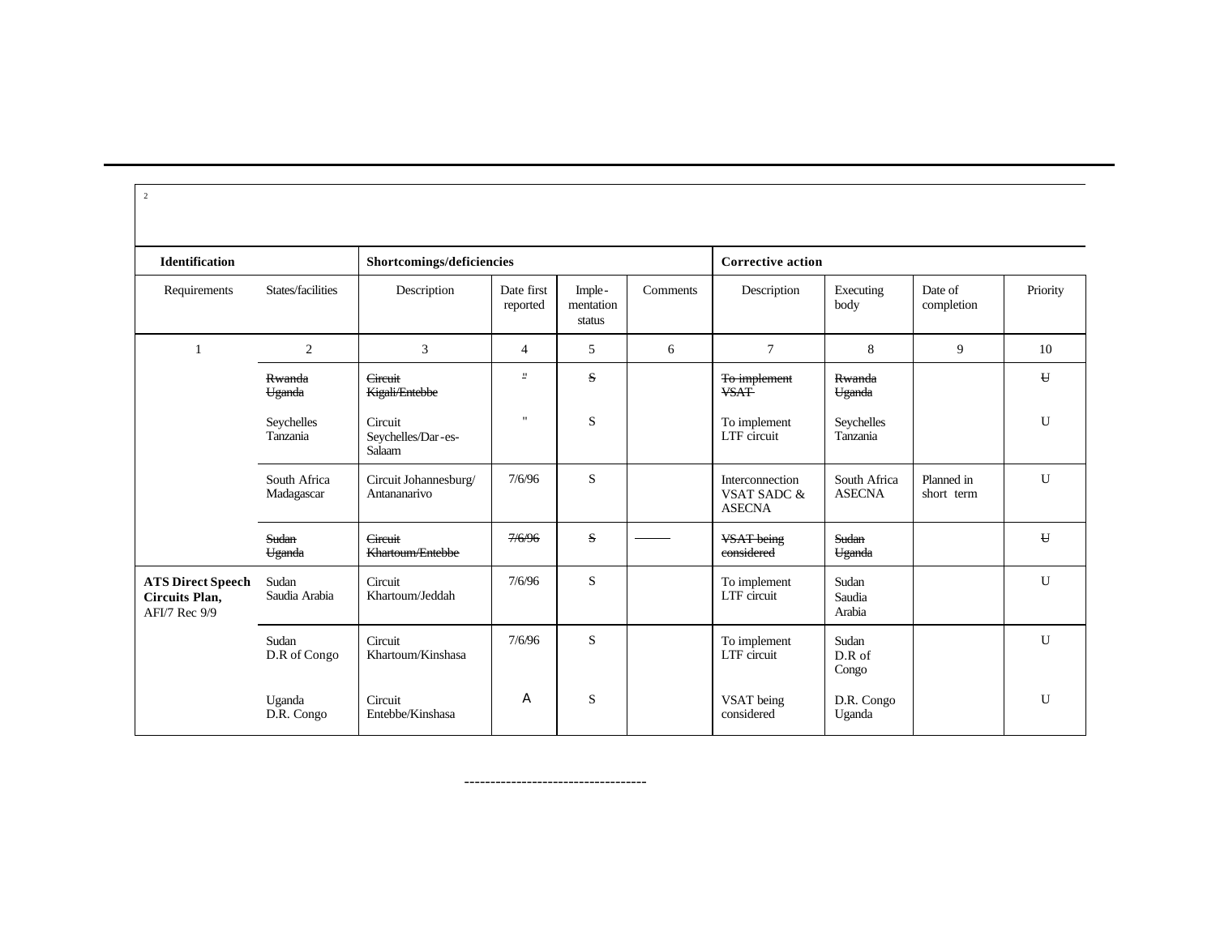| Identification | | Shortcomings/deficiencies | | | | Corrective action | | | |
|---|---|---|---|---|---|---|---|---|---|
| Requirements | States/facilities | Description | Date first reported | Imple-mentation status | Comments | Description | Executing body | Date of completion | Priority |
| 1 | 2 | 3 | 4 | 5 | 6 | 7 | 8 | 9 | 10 |
| | ~~Rwanda Uganda~~ | ~~Circuit Kigali/Entebbe~~ | ~~"~~ | ~~S~~ | | ~~To implement VSAT~~ | ~~Rwanda Uganda~~ | | ~~U~~ |
| | Seychelles Tanzania | Circuit Seychelles/Dar-es-Salaam | " | S | | To implement LTF circuit | Seychelles Tanzania | | U |
| | South Africa Madagascar | Circuit Johannesburg/ Antananarivo | 7/6/96 | S | | Interconnection VSAT SADC & ASECNA | South Africa ASECNA | Planned in short term | U |
| | ~~Sudan Uganda~~ | ~~Circuit Khartoum/Entebbe~~ | ~~7/6/96~~ | ~~S~~ | ——— | ~~VSAT being considered~~ | ~~Sudan Uganda~~ | | ~~U~~ |
| **ATS Direct Speech Circuits Plan,** AFI/7 Rec 9/9 | Sudan Saudia Arabia | Circuit Khartoum/Jeddah | 7/6/96 | S | | To implement LTF circuit | Sudan Saudia Arabia | | U |
| | Sudan D.R of Congo | Circuit Khartoum/Kinshasa | 7/6/96 | S | | To implement LTF circuit | Sudan D.R of Congo | | U |
| | Uganda D.R. Congo | Circuit Entebbe/Kinshasa | A | S | | VSAT being considered | D.R. Congo Uganda | | U |

----------------------------------